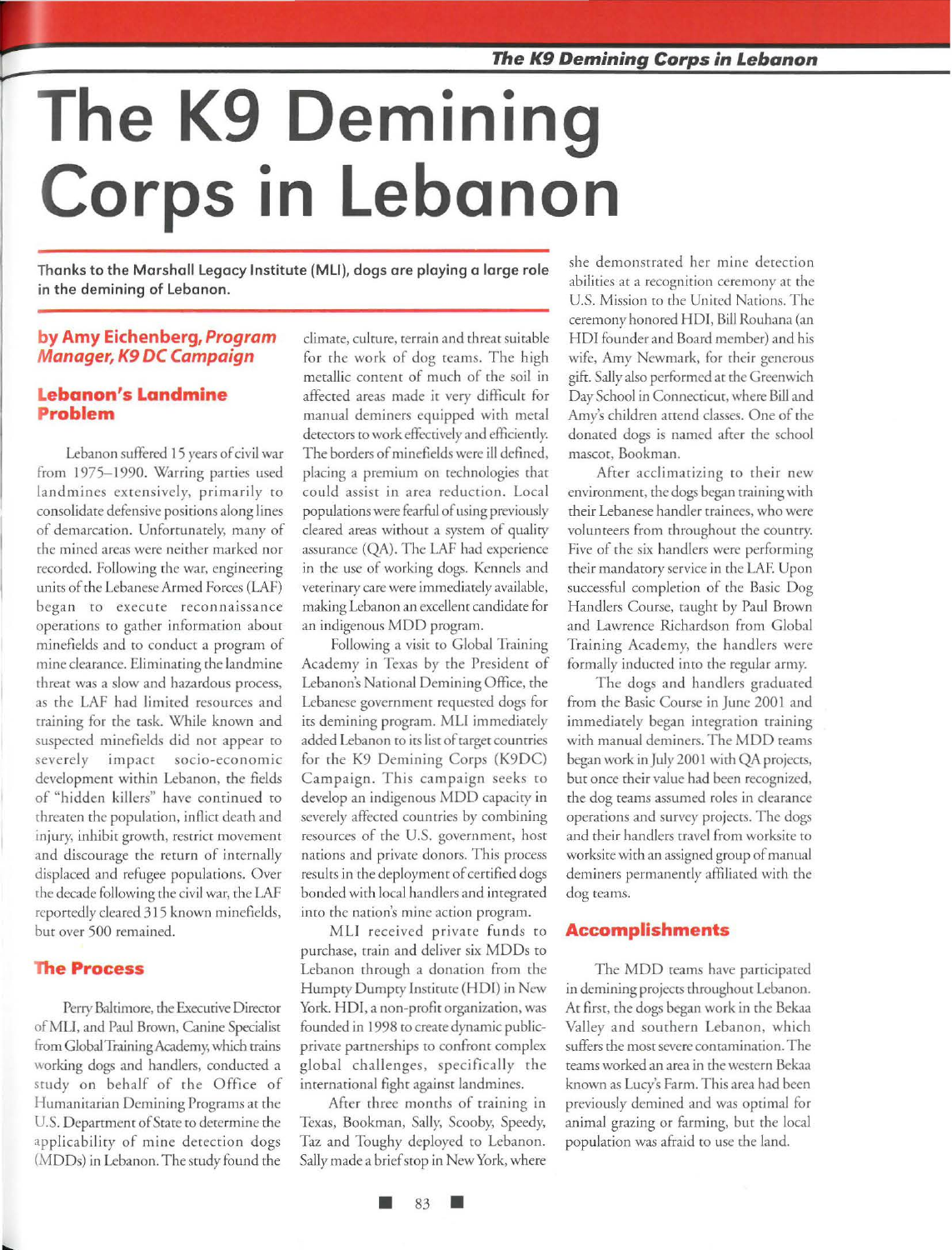# The K9 Demining Corps in Lebanon

**Thanks to the Marshall Legacy Institute (MLI), dogs are playing a large role in the demining of Lebanon.**

**by Amy Eichenberg, *Program Manager, K9 DC Campaign***

## Lebanon's Landmine Problem

Lebanon suffered 15 years of civil war from 1975–1990. Warring parties used landmines extensively, primarily to consolidate defensive positions along lines of demarcation. Unfortunately, many of the mined areas were neither marked nor recorded. Following the war, engineering units of the Lebanese Armed Forces (LAF) began to execute reconnaissance operations to gather information about minefields and to conduct a program of mine clearance. Eliminating the landmine threat was a slow and hazardous process, as the LAF had limited resources and training for the task. While known and suspected minefields did not appear to severely impact socio-economic development within Lebanon, the fields of "hidden killers" have continued to threaten the population, inflict death and injury, inhibit growth, restrict movement and discourage the return of internally displaced and refugee populations. Over the decade following the civil war, the LAF reportedly cleared 315 known minefields, but over 500 remained.

## The Process

Perry Baltimore, the Executive Director of MLI, and Paul Brown, Canine Specialist from Global Training Academy, which trains working dogs and handlers, conducted a study on behalf of the Office of Humanitarian Demining Programs at the U.S. Department of State to determine the applicability of mine detection dogs (MDDs) in Lebanon. The study found the climate, culture, terrain and threat suitable for the work of dog teams. The high metallic content of much of the soil in affected areas made it very difficult for manual deminers equipped with metal detectors to work effectively and efficiently. The borders of minefields were ill defined, placing a premium on technologies that could assist in area reduction. Local populations were fearful of using previously cleared areas without a system of quality assurance (QA). The LAF had experience in the use of working dogs. Kennels and veterinary care were immediately available, making Lebanon an excellent candidate for an indigenous MDD program.

Following a visit to Global Training Academy in Texas by the President of Lebanon's National Demining Office, the Lebanese government requested dogs for its demining program. MLI immediately added Lebanon to its list of target countries for the K9 Demining Corps (K9DC) Campaign. This campaign seeks to develop an indigenous MDD capacity in severely affected countries by combining resources of the U.S. government, host nations and private donors. This process results in the deployment of certified dogs bonded with local handlers and integrated into the nation's mine action program.

MLI received private funds to purchase, train and deliver six MDDs to Lebanon through a donation from the Humpty Dumpty Institute (HDI) in New York. HDI, a non-profit organization, was founded in 1998 to create dynamic public-private partnerships to confront complex global challenges, specifically the international fight against landmines.

After three months of training in Texas, Bookman, Sally, Scooby, Speedy, Taz and Toughy deployed to Lebanon. Sally made a brief stop in New York, where she demonstrated her mine detection abilities at a recognition ceremony at the U.S. Mission to the United Nations. The ceremony honored HDI, Bill Rouhana (an HDI founder and Board member) and his wife, Amy Newmark, for their generous gift. Sally also performed at the Greenwich Day School in Connecticut, where Bill and Amy's children attend classes. One of the donated dogs is named after the school mascot, Bookman.

After acclimatizing to their new environment, the dogs began training with their Lebanese handler trainees, who were volunteers from throughout the country. Five of the six handlers were performing their mandatory service in the LAF. Upon successful completion of the Basic Dog Handlers Course, taught by Paul Brown and Lawrence Richardson from Global Training Academy, the handlers were formally inducted into the regular army.

The dogs and handlers graduated from the Basic Course in June 2001 and immediately began integration training with manual deminers. The MDD teams began work in July 2001 with QA projects, but once their value had been recognized, the dog teams assumed roles in clearance operations and survey projects. The dogs and their handlers travel from worksite to worksite with an assigned group of manual deminers permanently affiliated with the dog teams.

## Accomplishments

The MDD teams have participated in demining projects throughout Lebanon. At first, the dogs began work in the Bekaa Valley and southern Lebanon, which suffers the most severe contamination. The teams worked an area in the western Bekaa known as Lucy's Farm. This area had been previously demined and was optimal for animal grazing or farming, but the local population was afraid to use the land.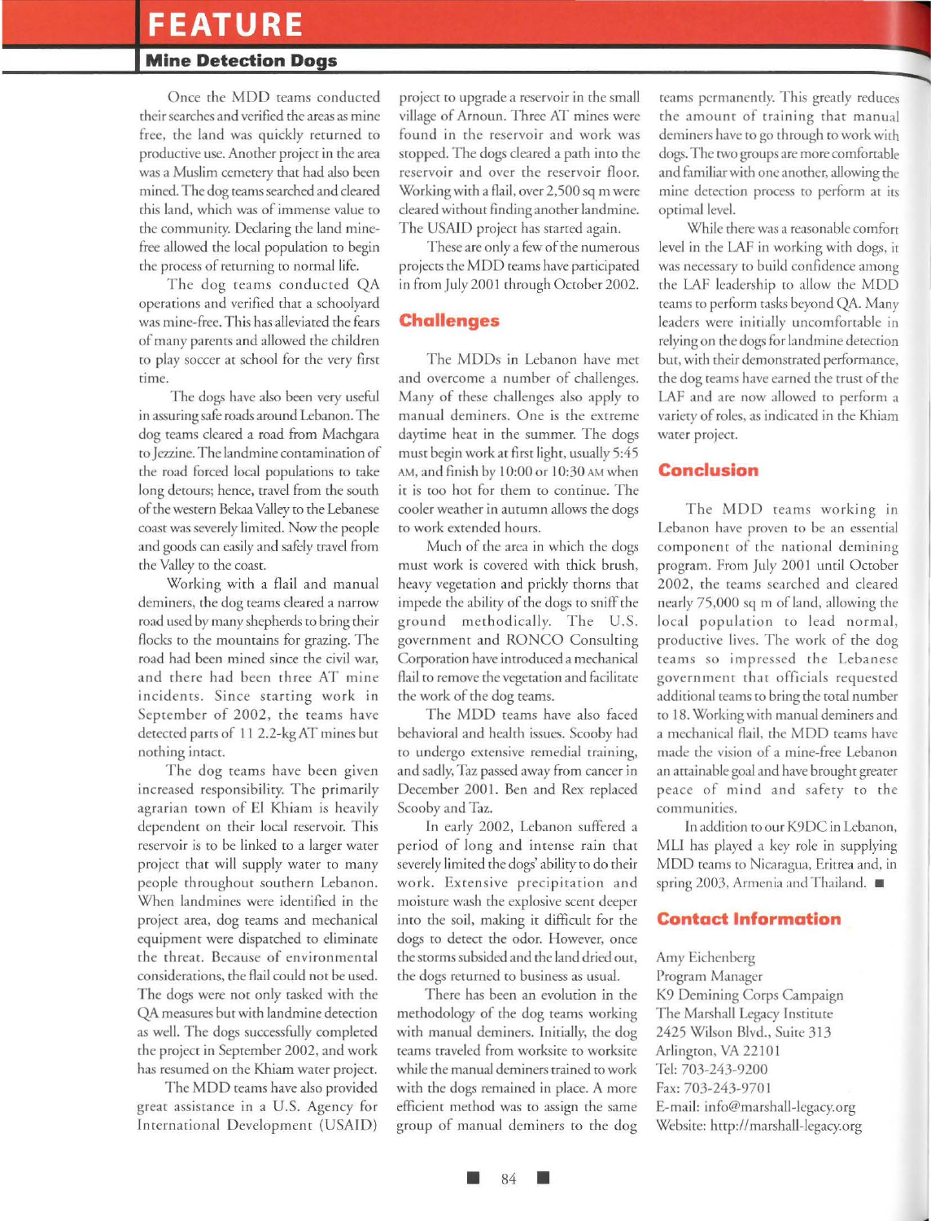Once the MDD teams conducted their searches and verified the areas as mine free, the land was quickly returned to productive use. Another project in the area was a Muslim cemetery that had also been mined. The dog teams searched and cleared this land, which was of immense value to the community. Declaring the land mine-free allowed the local population to begin the process of returning to normal life.

The dog teams conducted QA operations and verified that a schoolyard was mine-free. This has alleviated the fears of many parents and allowed the children to play soccer at school for the very first time.

The dogs have also been very useful in assuring safe roads around Lebanon. The dog teams cleared a road from Machgara to Jezzine. The landmine contamination of the road forced local populations to take long detours; hence, travel from the south of the western Bekaa Valley to the Lebanese coast was severely limited. Now the people and goods can easily and safely travel from the Valley to the coast.

Working with a flail and manual deminers, the dog teams cleared a narrow road used by many shepherds to bring their flocks to the mountains for grazing. The road had been mined since the civil war, and there had been three AT mine incidents. Since starting work in September of 2002, the teams have detected parts of 11 2.2-kg AT mines but nothing intact.

The dog teams have been given increased responsibility. The primarily agrarian town of El Khiam is heavily dependent on their local reservoir. This reservoir is to be linked to a larger water project that will supply water to many people throughout southern Lebanon. When landmines were identified in the project area, dog teams and mechanical equipment were dispatched to eliminate the threat. Because of environmental considerations, the flail could not be used. The dogs were not only tasked with the QA measures but with landmine detection as well. The dogs successfully completed the project in September 2002, and work has resumed on the Khiam water project.

The MDD teams have also provided great assistance in a U.S. Agency for International Development (USAID) project to upgrade a reservoir in the small village of Arnoun. Three AT mines were found in the reservoir and work was stopped. The dogs cleared a path into the reservoir and over the reservoir floor. Working with a flail, over 2,500 sq m were cleared without finding another landmine. The USAID project has started again.

These are only a few of the numerous projects the MDD teams have participated in from July 2001 through October 2002.

## Challenges

The MDDs in Lebanon have met and overcome a number of challenges. Many of these challenges also apply to manual deminers. One is the extreme daytime heat in the summer. The dogs must begin work at first light, usually 5:45 AM, and finish by 10:00 or 10:30 AM when it is too hot for them to continue. The cooler weather in autumn allows the dogs to work extended hours.

Much of the area in which the dogs must work is covered with thick brush, heavy vegetation and prickly thorns that impede the ability of the dogs to sniff the ground methodically. The U.S. government and RONCO Consulting Corporation have introduced a mechanical flail to remove the vegetation and facilitate the work of the dog teams.

The MDD teams have also faced behavioral and health issues. Scooby had to undergo extensive remedial training, and sadly, Taz passed away from cancer in December 2001. Ben and Rex replaced Scooby and Taz.

In early 2002, Lebanon suffered a period of long and intense rain that severely limited the dogs' ability to do their work. Extensive precipitation and moisture wash the explosive scent deeper into the soil, making it difficult for the dogs to detect the odor. However, once the storms subsided and the land dried out, the dogs returned to business as usual.

There has been an evolution in the methodology of the dog teams working with manual deminers. Initially, the dog teams traveled from worksite to worksite while the manual deminers trained to work with the dogs remained in place. A more efficient method was to assign the same group of manual deminers to the dog teams permanently. This greatly reduces the amount of training that manual deminers have to go through to work with dogs. The two groups are more comfortable and familiar with one another, allowing the mine detection process to perform at its optimal level.

While there was a reasonable comfort level in the LAF in working with dogs, it was necessary to build confidence among the LAF leadership to allow the MDD teams to perform tasks beyond QA. Many leaders were initially uncomfortable in relying on the dogs for landmine detection but, with their demonstrated performance, the dog teams have earned the trust of the LAF and are now allowed to perform a variety of roles, as indicated in the Khiam water project.

## Conclusion

The MDD teams working in Lebanon have proven to be an essential component of the national demining program. From July 2001 until October 2002, the teams searched and cleared nearly 75,000 sq m of land, allowing the local population to lead normal, productive lives. The work of the dog teams so impressed the Lebanese government that officials requested additional teams to bring the total number to 18. Working with manual deminers and a mechanical flail, the MDD teams have made the vision of a mine-free Lebanon an attainable goal and have brought greater peace of mind and safety to the communities.

In addition to our K9DC in Lebanon, MLI has played a key role in supplying MDD teams to Nicaragua, Eritrea and, in spring 2003, Armenia and Thailand. ■

## Contact Information

Amy Eichenberg
Program Manager
K9 Demining Corps Campaign
The Marshall Legacy Institute
2425 Wilson Blvd., Suite 313
Arlington, VA 22101
Tel: 703-243-9200
Fax: 703-243-9701
E-mail: info@marshall-legacy.org
Website: http://marshall-legacy.org